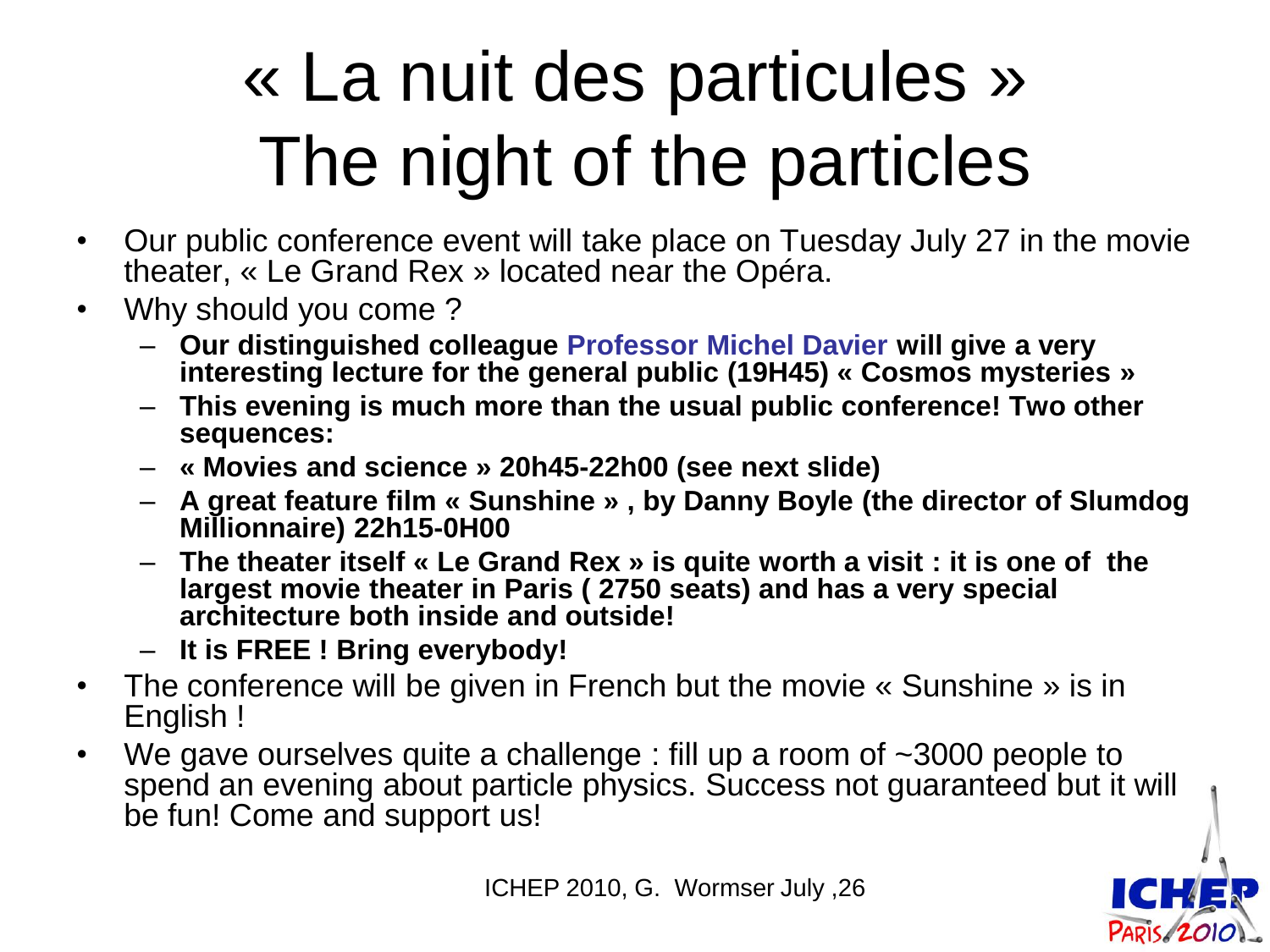# « La nuit des particules » The night of the particles

- Our public conference event will take place on Tuesday July 27 in the movie theater, « Le Grand Rex » located near the Opéra.
- Why should you come ?
  - **Our distinguished colleague Professor Michel Davier will give a very interesting lecture for the general public (19H45) « Cosmos mysteries »**
  - **This evening is much more than the usual public conference! Two other sequences:**
  - **« Movies and science » 20h45-22h00 (see next slide)**
  - **A great feature film « Sunshine » , by Danny Boyle (the director of Slumdog Millionnaire) 22h15-0H00**
  - **The theater itself « Le Grand Rex » is quite worth a visit : it is one of the largest movie theater in Paris ( 2750 seats) and has a very special architecture both inside and outside!**
  - **It is FREE ! Bring everybody!**
- The conference will be given in French but the movie « Sunshine » is in English !
- We gave ourselves quite a challenge : fill up a room of ~3000 people to spend an evening about particle physics. Success not guaranteed but it will be fun! Come and support us!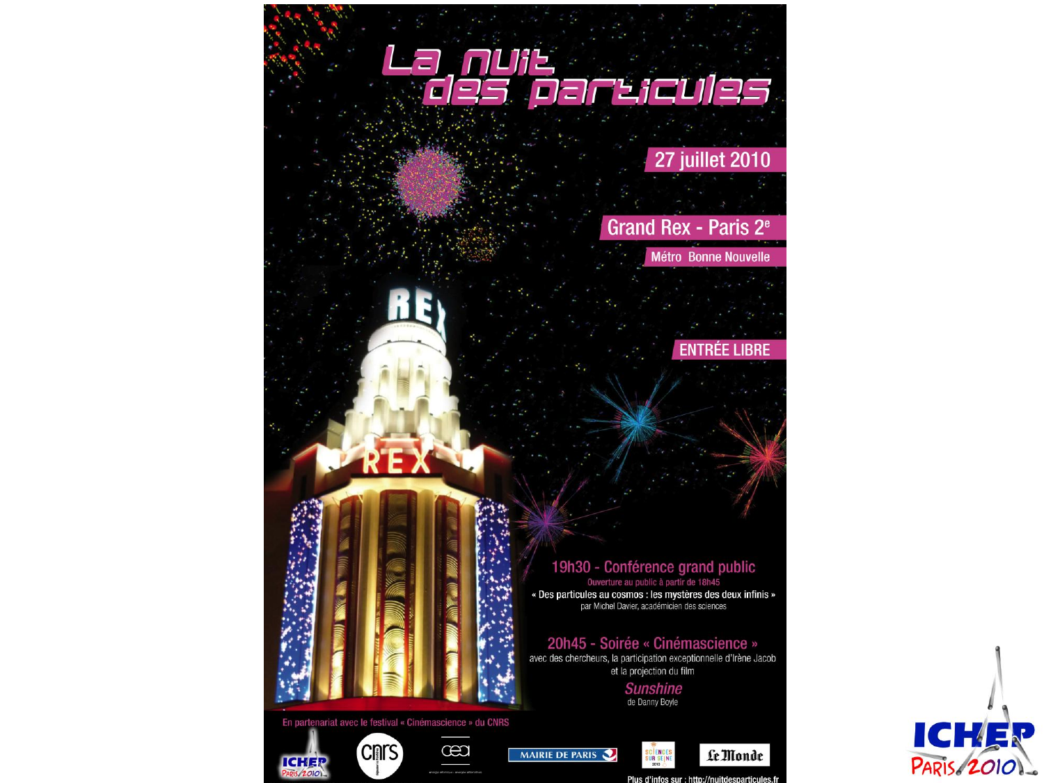# La nuit des particules

27 juillet 2010

Grand Rex - Paris 2$^{e}$

Métro Bonne Nouvelle

ENTRÉE LIBRE

## 19h30 - Conférence grand public

Ouverture au public à partir de 18h45

« Des particules au cosmos : les mystères des deux infinis »

par Michel Davier, académicien des sciences

## 20h45 - Soirée « Cinémascience »

avec des chercheurs, la participation exceptionnelle d'Irène Jacob et la projection du film

*Sunshine*

de Danny Boyle

En partenariat avec le festival « Cinémascience » du CNRS

ICHEP Paris 2010 — CNRS — CEA — MAIRIE DE PARIS — SCIENCES SUR SEINE 2010 — Le Monde

Plus d'infos sur : http://nuitdesparticules.fr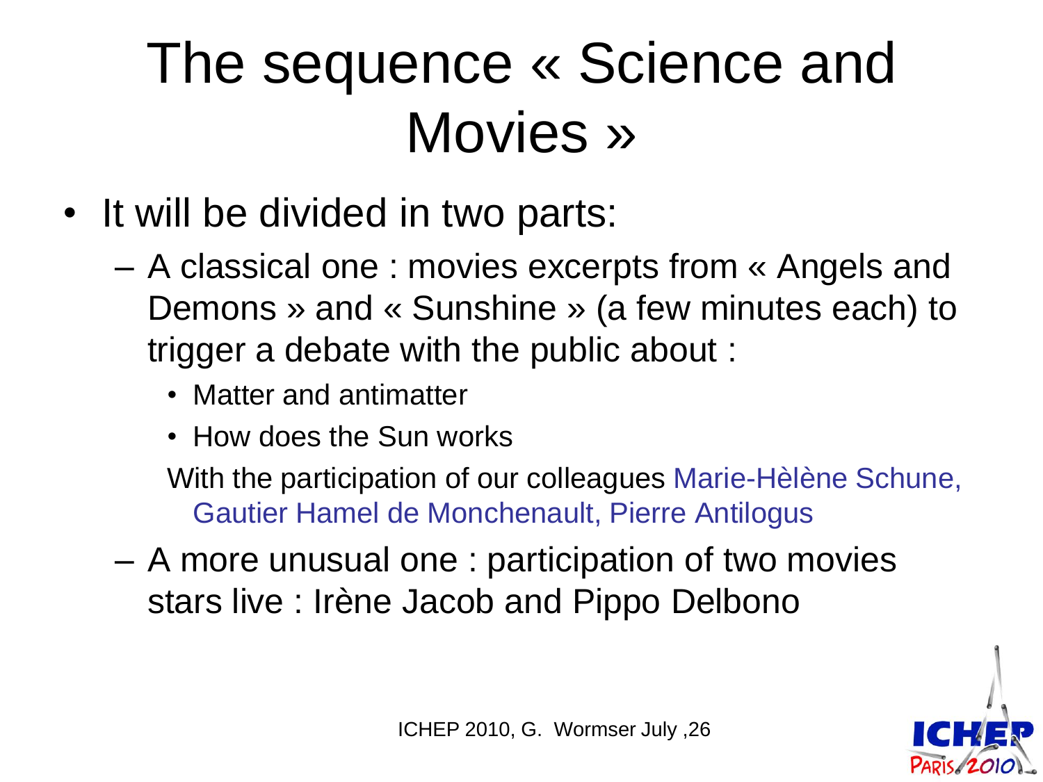# The sequence « Science and Movies »

- It will be divided in two parts:
  - A classical one : movies excerpts from « Angels and Demons » and « Sunshine » (a few minutes each) to trigger a debate with the public about :
    - Matter and antimatter
    - How does the Sun works

    With the participation of our colleagues Marie-Hèlène Schune, Gautier Hamel de Monchenault, Pierre Antilogus
  - A more unusual one : participation of two movies stars live : Irène Jacob and Pippo Delbono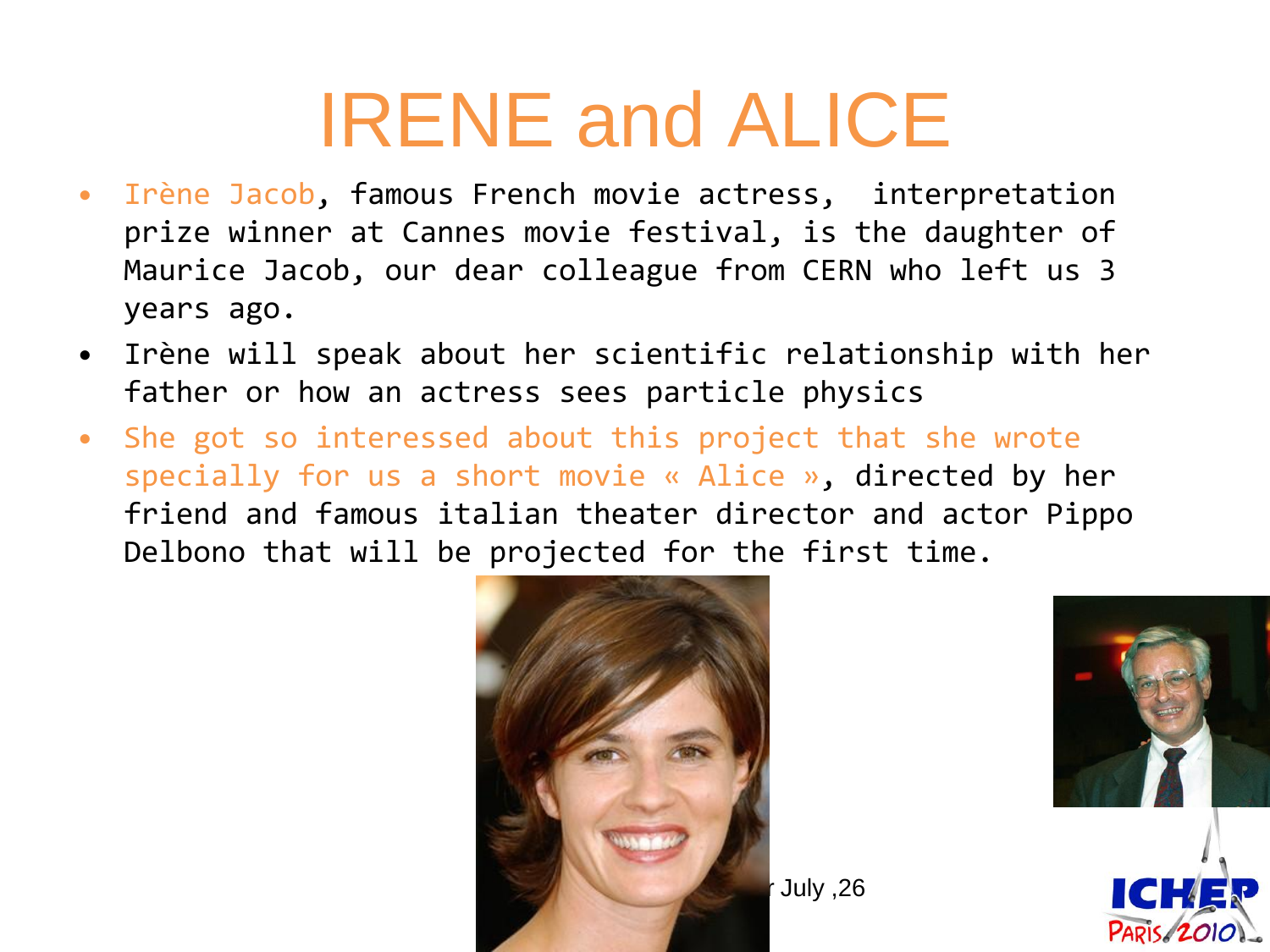# IRENE and ALICE

- Irène Jacob, famous French movie actress, interpretation prize winner at Cannes movie festival, is the daughter of Maurice Jacob, our dear colleague from CERN who left us 3 years ago.
- Irène will speak about her scientific relationship with her father or how an actress sees particle physics
- She got so interessed about this project that she wrote specially for us a short movie « Alice », directed by her friend and famous italian theater director and actor Pippo Delbono that will be projected for the first time.

r July ,26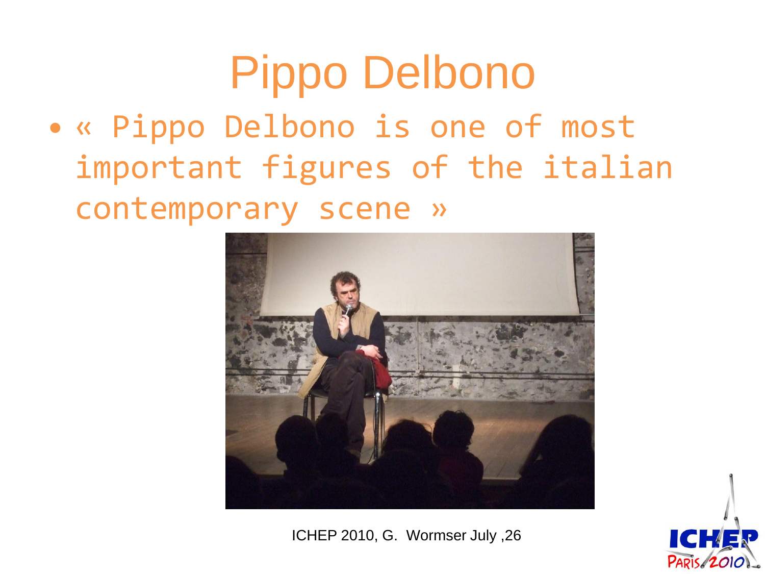# Pippo Delbono

- « Pippo Delbono is one of most important figures of the italian contemporary scene »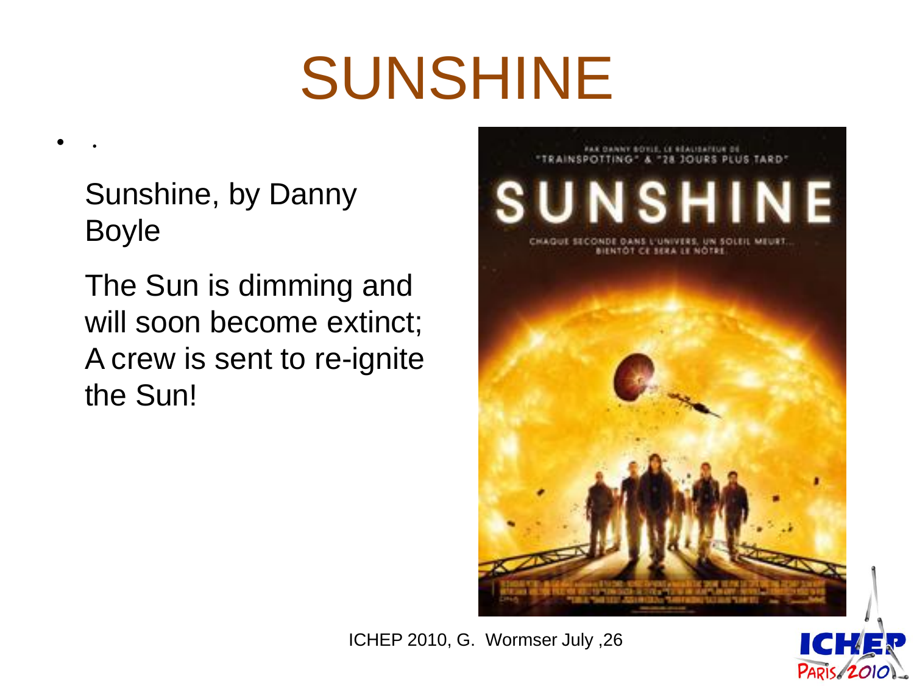# SUNSHINE

- .

  Sunshine, by Danny Boyle

  The Sun is dimming and will soon become extinct; A crew is sent to re-ignite the Sun!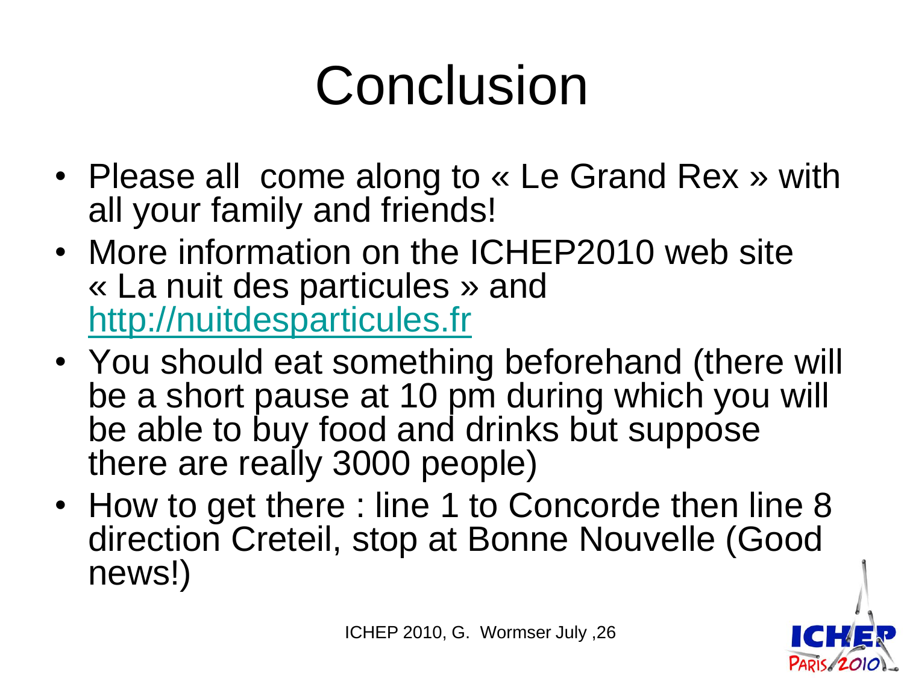# Conclusion

- Please all come along to « Le Grand Rex » with all your family and friends!
- More information on the ICHEP2010 web site « La nuit des particules » and http://nuitdesparticules.fr
- You should eat something beforehand (there will be a short pause at 10 pm during which you will be able to buy food and drinks but suppose there are really 3000 people)
- How to get there : line 1 to Concorde then line 8 direction Creteil, stop at Bonne Nouvelle (Good news!)